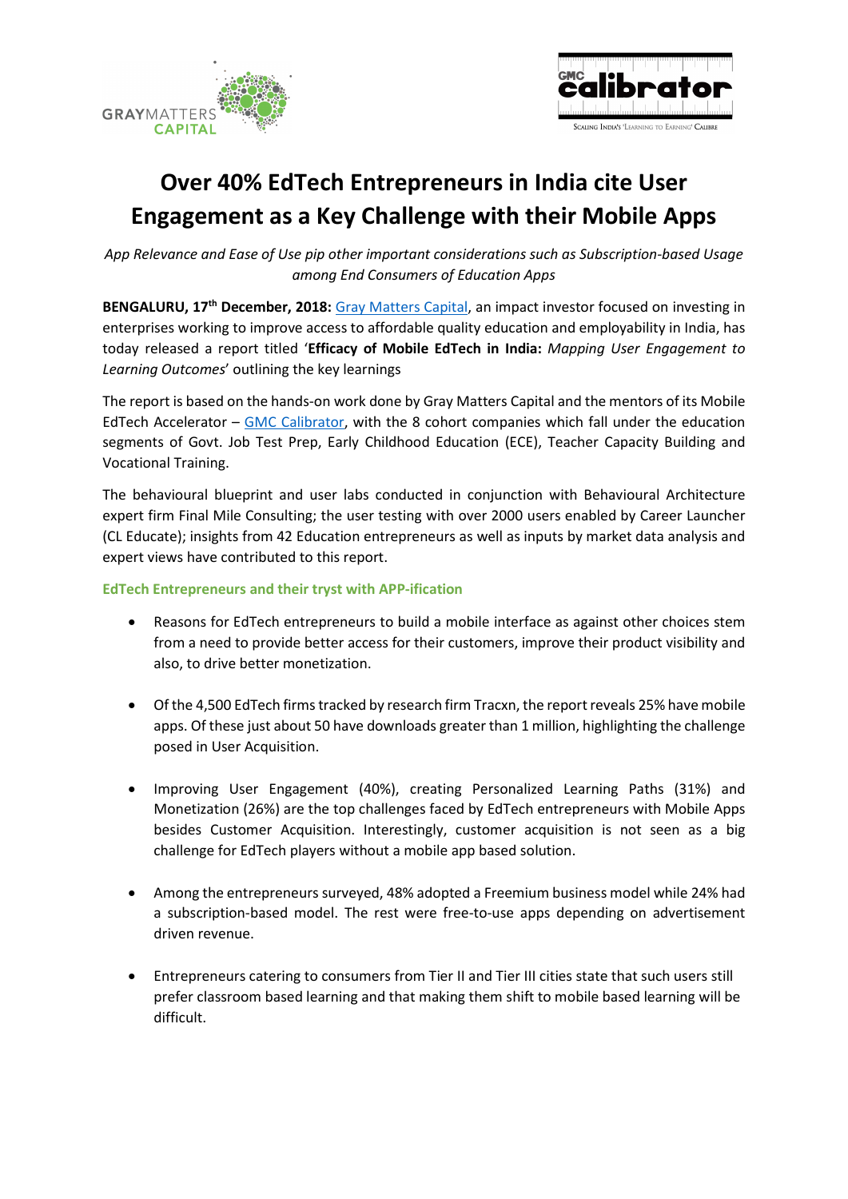# Over 40% EdTech Entrepreneurs in India cite User Engagement as a Key Challenge with their Mobile Apps

*App Relevance and Ease of Use pip other important considerations such as Subscription-based Usage among End Consumers of Education Apps*

**BENGALURU, 17th December, 2018:** Gray Matters Capital, an impact investor focused on investing in enterprises working to improve access to affordable quality education and employability in India, has today released a report titled '**Efficacy of Mobile EdTech in India:** *Mapping User Engagement to Learning Outcomes*' outlining the key learnings

The report is based on the hands-on work done by Gray Matters Capital and the mentors of its Mobile EdTech Accelerator – GMC Calibrator, with the 8 cohort companies which fall under the education segments of Govt. Job Test Prep, Early Childhood Education (ECE), Teacher Capacity Building and Vocational Training.

The behavioural blueprint and user labs conducted in conjunction with Behavioural Architecture expert firm Final Mile Consulting; the user testing with over 2000 users enabled by Career Launcher (CL Educate); insights from 42 Education entrepreneurs as well as inputs by market data analysis and expert views have contributed to this report.

### EdTech Entrepreneurs and their tryst with APP-ification

- Reasons for EdTech entrepreneurs to build a mobile interface as against other choices stem from a need to provide better access for their customers, improve their product visibility and also, to drive better monetization.

- Of the 4,500 EdTech firms tracked by research firm Tracxn, the report reveals 25% have mobile apps. Of these just about 50 have downloads greater than 1 million, highlighting the challenge posed in User Acquisition.

- Improving User Engagement (40%), creating Personalized Learning Paths (31%) and Monetization (26%) are the top challenges faced by EdTech entrepreneurs with Mobile Apps besides Customer Acquisition. Interestingly, customer acquisition is not seen as a big challenge for EdTech players without a mobile app based solution.

- Among the entrepreneurs surveyed, 48% adopted a Freemium business model while 24% had a subscription-based model. The rest were free-to-use apps depending on advertisement driven revenue.

- Entrepreneurs catering to consumers from Tier II and Tier III cities state that such users still prefer classroom based learning and that making them shift to mobile based learning will be difficult.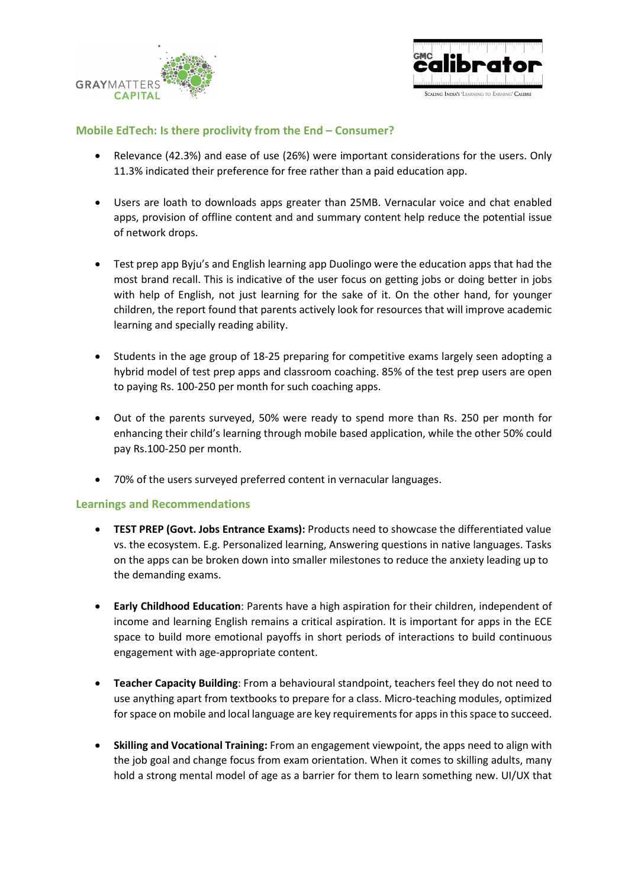## Mobile EdTech: Is there proclivity from the End – Consumer?

- Relevance (42.3%) and ease of use (26%) were important considerations for the users. Only 11.3% indicated their preference for free rather than a paid education app.
- Users are loath to downloads apps greater than 25MB. Vernacular voice and chat enabled apps, provision of offline content and and summary content help reduce the potential issue of network drops.
- Test prep app Byju's and English learning app Duolingo were the education apps that had the most brand recall. This is indicative of the user focus on getting jobs or doing better in jobs with help of English, not just learning for the sake of it. On the other hand, for younger children, the report found that parents actively look for resources that will improve academic learning and specially reading ability.
- Students in the age group of 18-25 preparing for competitive exams largely seen adopting a hybrid model of test prep apps and classroom coaching. 85% of the test prep users are open to paying Rs. 100-250 per month for such coaching apps.
- Out of the parents surveyed, 50% were ready to spend more than Rs. 250 per month for enhancing their child's learning through mobile based application, while the other 50% could pay Rs.100-250 per month.
- 70% of the users surveyed preferred content in vernacular languages.

## Learnings and Recommendations

- **TEST PREP (Govt. Jobs Entrance Exams):** Products need to showcase the differentiated value vs. the ecosystem. E.g. Personalized learning, Answering questions in native languages. Tasks on the apps can be broken down into smaller milestones to reduce the anxiety leading up to the demanding exams.
- **Early Childhood Education**: Parents have a high aspiration for their children, independent of income and learning English remains a critical aspiration. It is important for apps in the ECE space to build more emotional payoffs in short periods of interactions to build continuous engagement with age-appropriate content.
- **Teacher Capacity Building**: From a behavioural standpoint, teachers feel they do not need to use anything apart from textbooks to prepare for a class. Micro-teaching modules, optimized for space on mobile and local language are key requirements for apps in this space to succeed.
- **Skilling and Vocational Training:** From an engagement viewpoint, the apps need to align with the job goal and change focus from exam orientation. When it comes to skilling adults, many hold a strong mental model of age as a barrier for them to learn something new. UI/UX that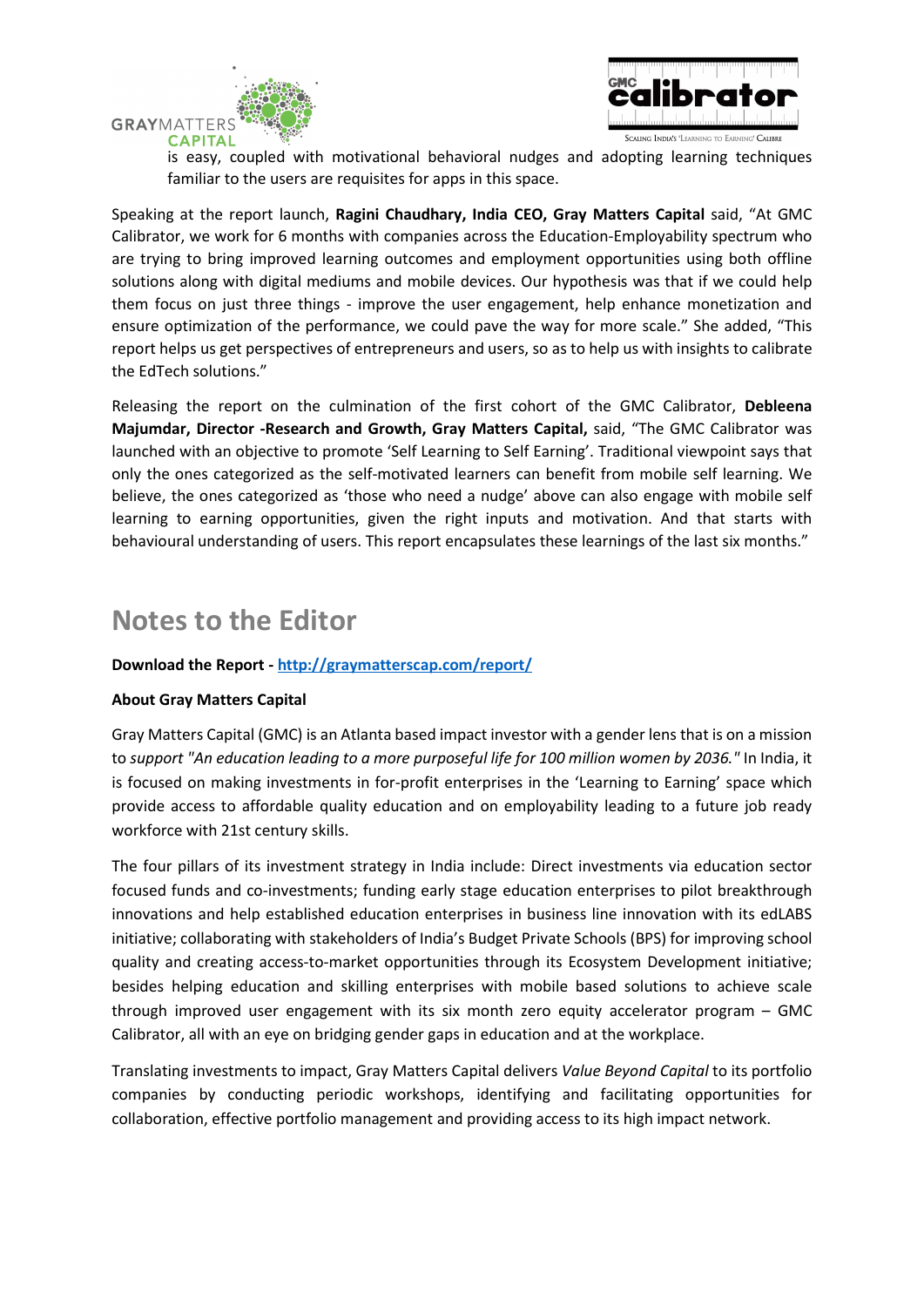is easy, coupled with motivational behavioral nudges and adopting learning techniques familiar to the users are requisites for apps in this space.

Speaking at the report launch, **Ragini Chaudhary, India CEO, Gray Matters Capital** said, "At GMC Calibrator, we work for 6 months with companies across the Education-Employability spectrum who are trying to bring improved learning outcomes and employment opportunities using both offline solutions along with digital mediums and mobile devices. Our hypothesis was that if we could help them focus on just three things - improve the user engagement, help enhance monetization and ensure optimization of the performance, we could pave the way for more scale." She added, "This report helps us get perspectives of entrepreneurs and users, so as to help us with insights to calibrate the EdTech solutions."

Releasing the report on the culmination of the first cohort of the GMC Calibrator, **Debleena Majumdar, Director -Research and Growth, Gray Matters Capital,** said, "The GMC Calibrator was launched with an objective to promote 'Self Learning to Self Earning'. Traditional viewpoint says that only the ones categorized as the self-motivated learners can benefit from mobile self learning. We believe, the ones categorized as 'those who need a nudge' above can also engage with mobile self learning to earning opportunities, given the right inputs and motivation. And that starts with behavioural understanding of users. This report encapsulates these learnings of the last six months."

# Notes to the Editor

**Download the Report - [http://graymatterscap.com/report/](http://graymatterscap.com/report/)**

**About Gray Matters Capital**

Gray Matters Capital (GMC) is an Atlanta based impact investor with a gender lens that is on a mission to *support "An education leading to a more purposeful life for 100 million women by 2036."* In India, it is focused on making investments in for-profit enterprises in the 'Learning to Earning' space which provide access to affordable quality education and on employability leading to a future job ready workforce with 21st century skills.

The four pillars of its investment strategy in India include: Direct investments via education sector focused funds and co-investments; funding early stage education enterprises to pilot breakthrough innovations and help established education enterprises in business line innovation with its edLABS initiative; collaborating with stakeholders of India's Budget Private Schools (BPS) for improving school quality and creating access-to-market opportunities through its Ecosystem Development initiative; besides helping education and skilling enterprises with mobile based solutions to achieve scale through improved user engagement with its six month zero equity accelerator program – GMC Calibrator, all with an eye on bridging gender gaps in education and at the workplace.

Translating investments to impact, Gray Matters Capital delivers *Value Beyond Capital* to its portfolio companies by conducting periodic workshops, identifying and facilitating opportunities for collaboration, effective portfolio management and providing access to its high impact network.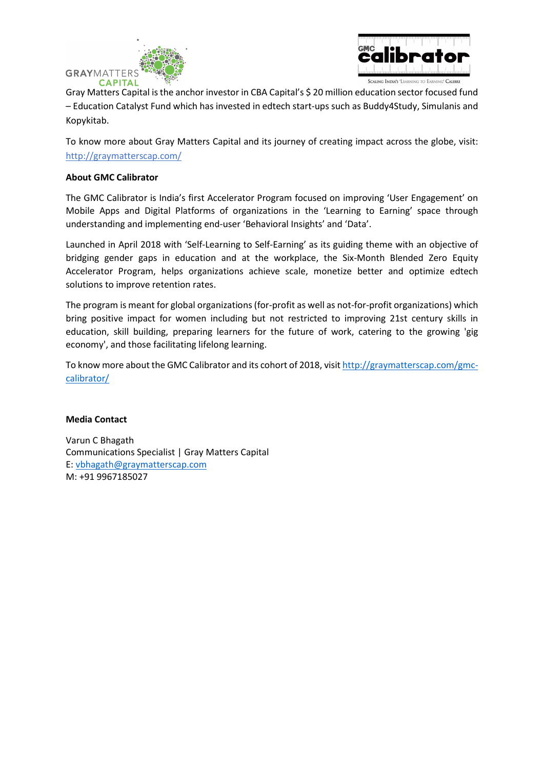Gray Matters Capital is the anchor investor in CBA Capital's $ 20 million education sector focused fund – Education Catalyst Fund which has invested in edtech start-ups such as Buddy4Study, Simulanis and Kopykitab.

To know more about Gray Matters Capital and its journey of creating impact across the globe, visit: http://graymatterscap.com/

**About GMC Calibrator**

The GMC Calibrator is India's first Accelerator Program focused on improving 'User Engagement' on Mobile Apps and Digital Platforms of organizations in the 'Learning to Earning' space through understanding and implementing end-user 'Behavioral Insights' and 'Data'.

Launched in April 2018 with 'Self-Learning to Self-Earning' as its guiding theme with an objective of bridging gender gaps in education and at the workplace, the Six-Month Blended Zero Equity Accelerator Program, helps organizations achieve scale, monetize better and optimize edtech solutions to improve retention rates.

The program is meant for global organizations (for-profit as well as not-for-profit organizations) which bring positive impact for women including but not restricted to improving 21st century skills in education, skill building, preparing learners for the future of work, catering to the growing 'gig economy', and those facilitating lifelong learning.

To know more about the GMC Calibrator and its cohort of 2018, visit http://graymatterscap.com/gmc-calibrator/

**Media Contact**

Varun C Bhagath
Communications Specialist | Gray Matters Capital
E: vbhagath@graymatterscap.com
M: +91 9967185027